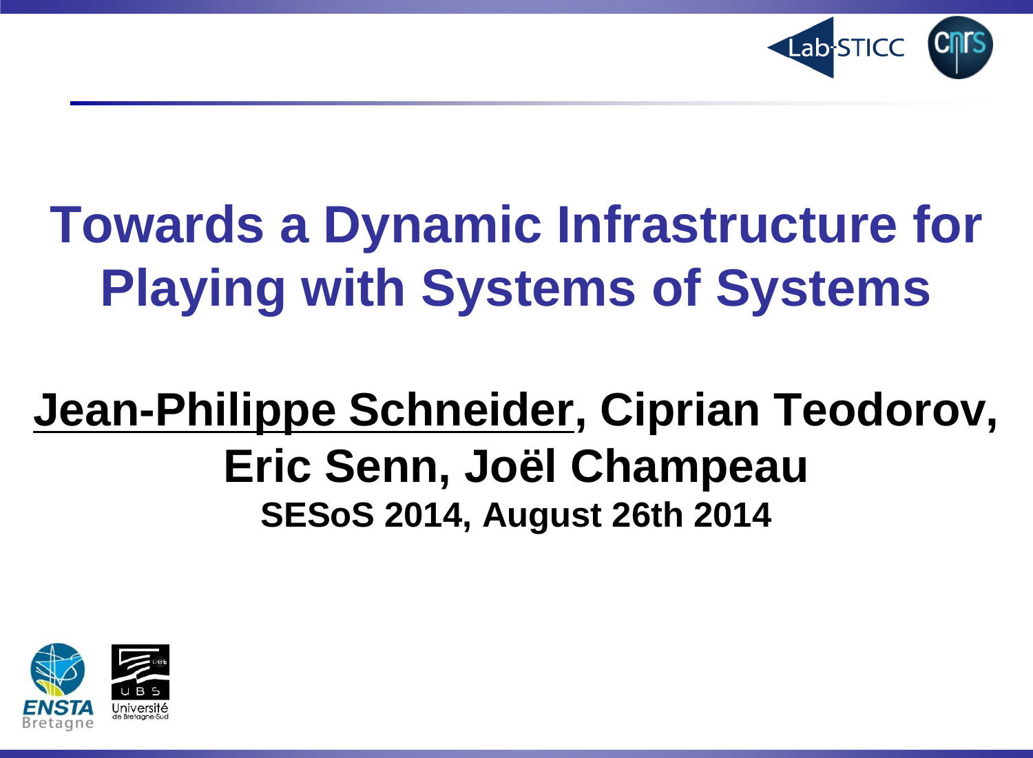# Towards a Dynamic Infrastructure for Playing with Systems of Systems

**Jean-Philippe Schneider, Ciprian Teodorov, Eric Senn, Joël Champeau**

**SESoS 2014, August 26th 2014**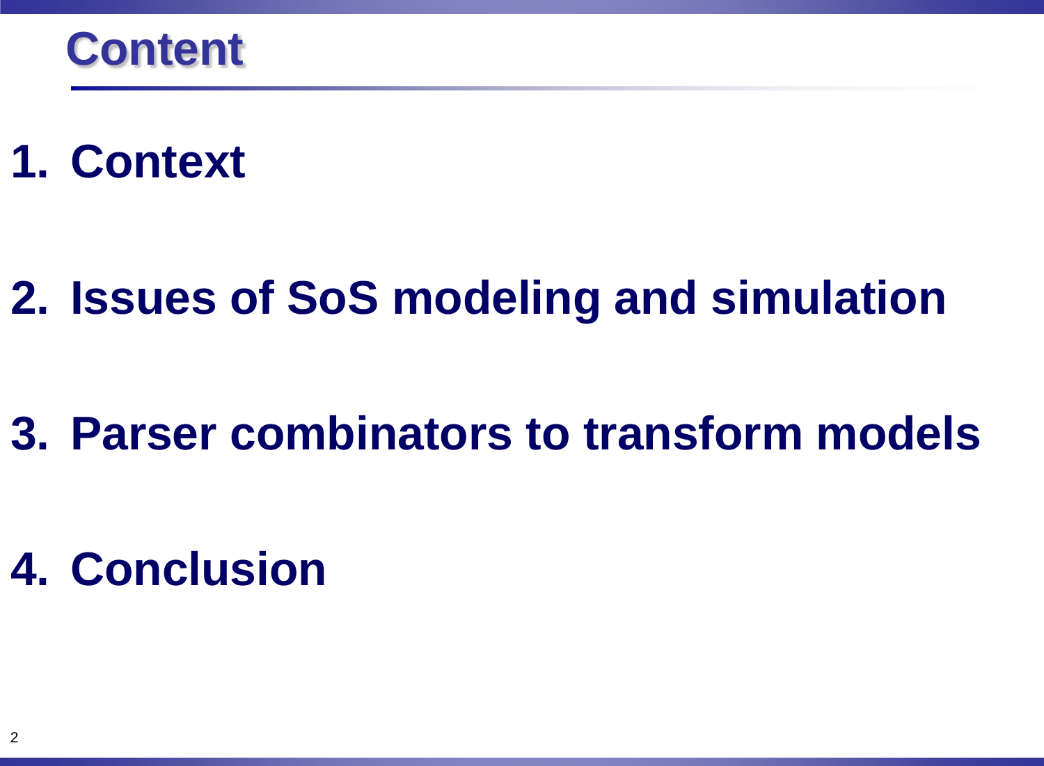# Content

1. **Context**

2. **Issues of SoS modeling and simulation**

3. **Parser combinators to transform models**

4. **Conclusion**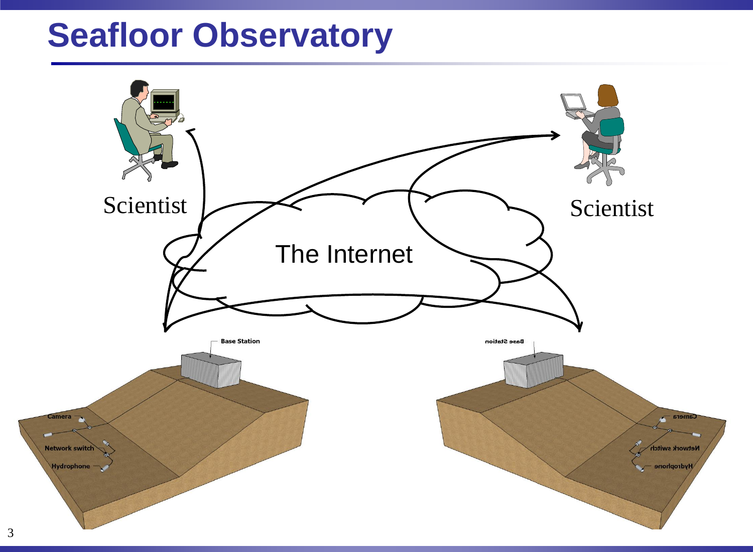# Seafloor Observatory

Scientist

Scientist

The Internet

Base Station

Base Station

Camera

Network switch

Hydrophone

Camera

Network switch

Hydrophone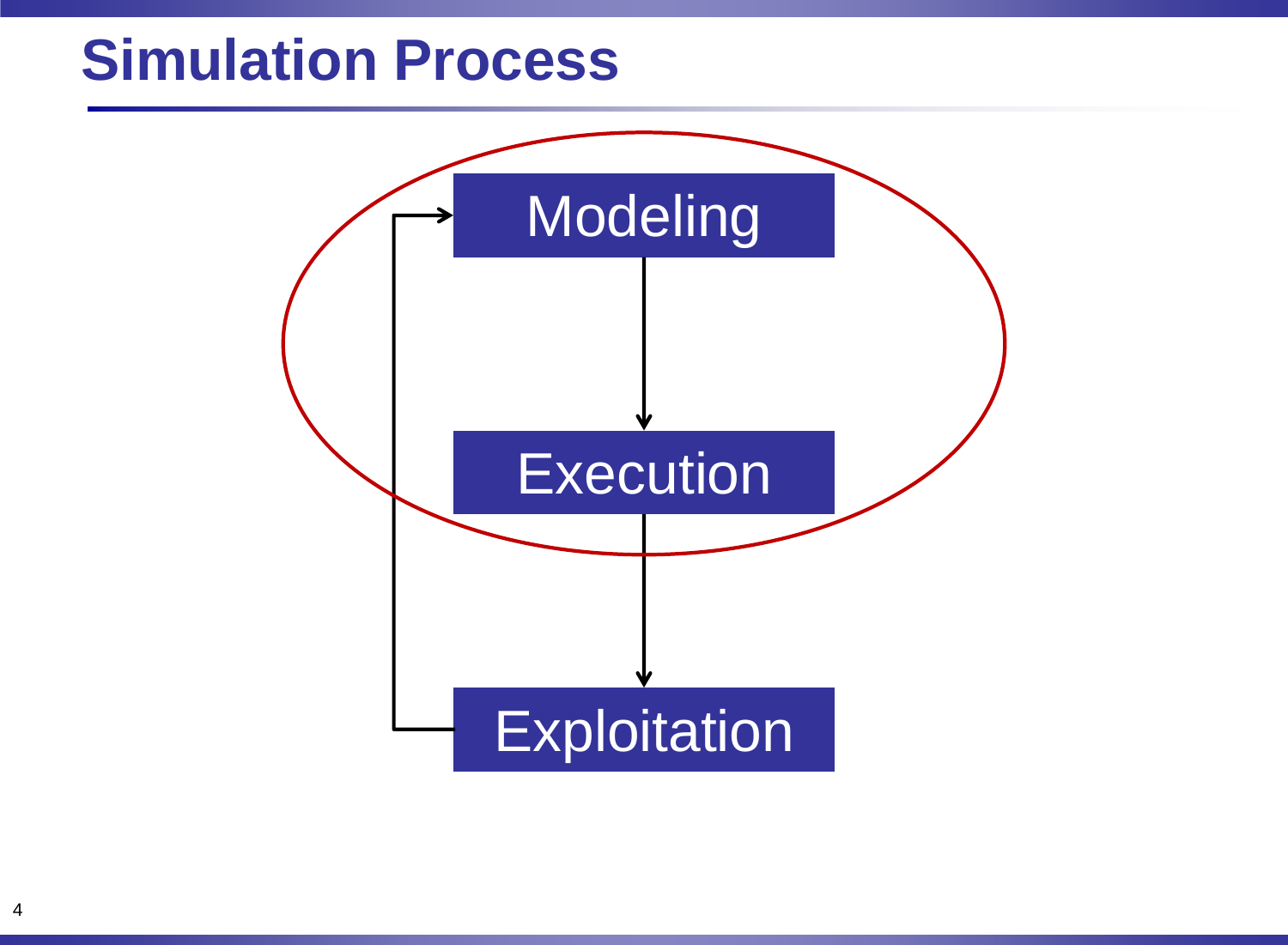# Simulation Process

Modeling

Execution

Exploitation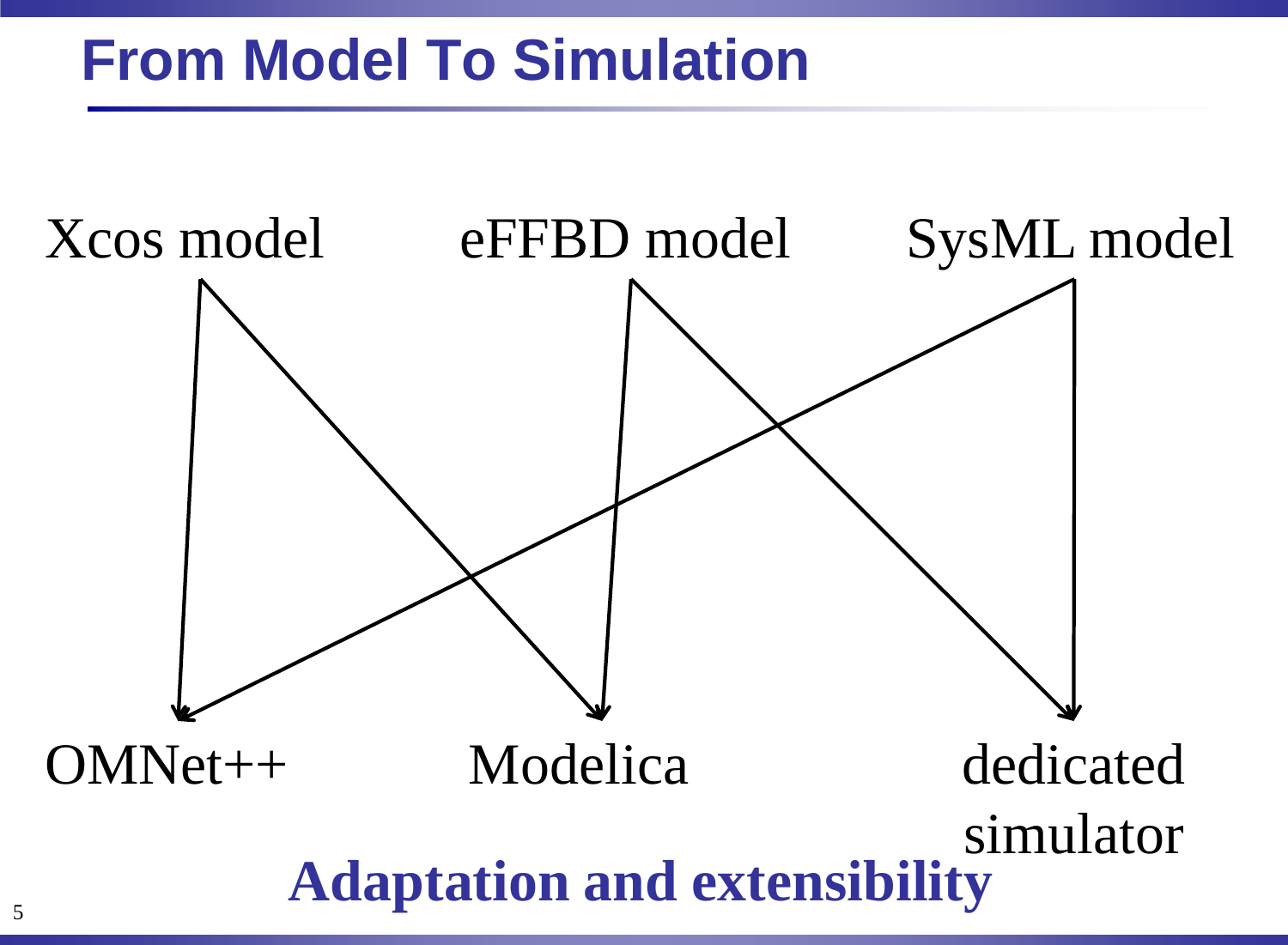# From Model To Simulation

Xcos model — eFFBD model — SysML model

OMNet++ — Modelica — dedicated simulator

**Adaptation and extensibility**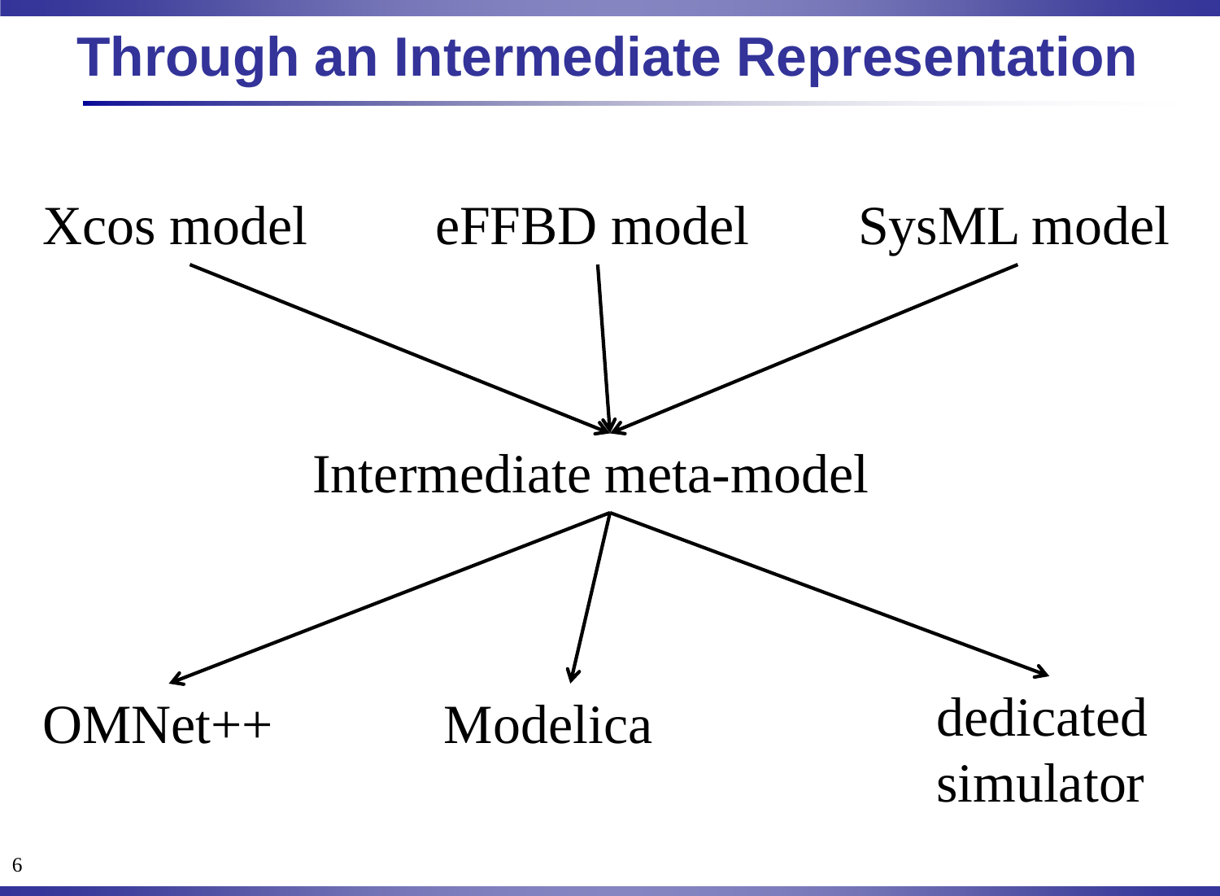# Through an Intermediate Representation

Xcos model

eFFBD model

SysML model

Intermediate meta-model

OMNet++

Modelica

dedicated simulator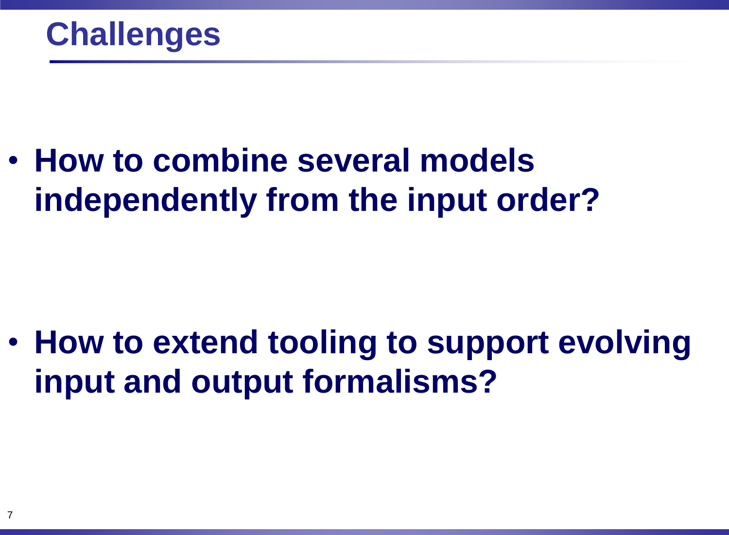# Challenges

- **How to combine several models independently from the input order?**

- **How to extend tooling to support evolving input and output formalisms?**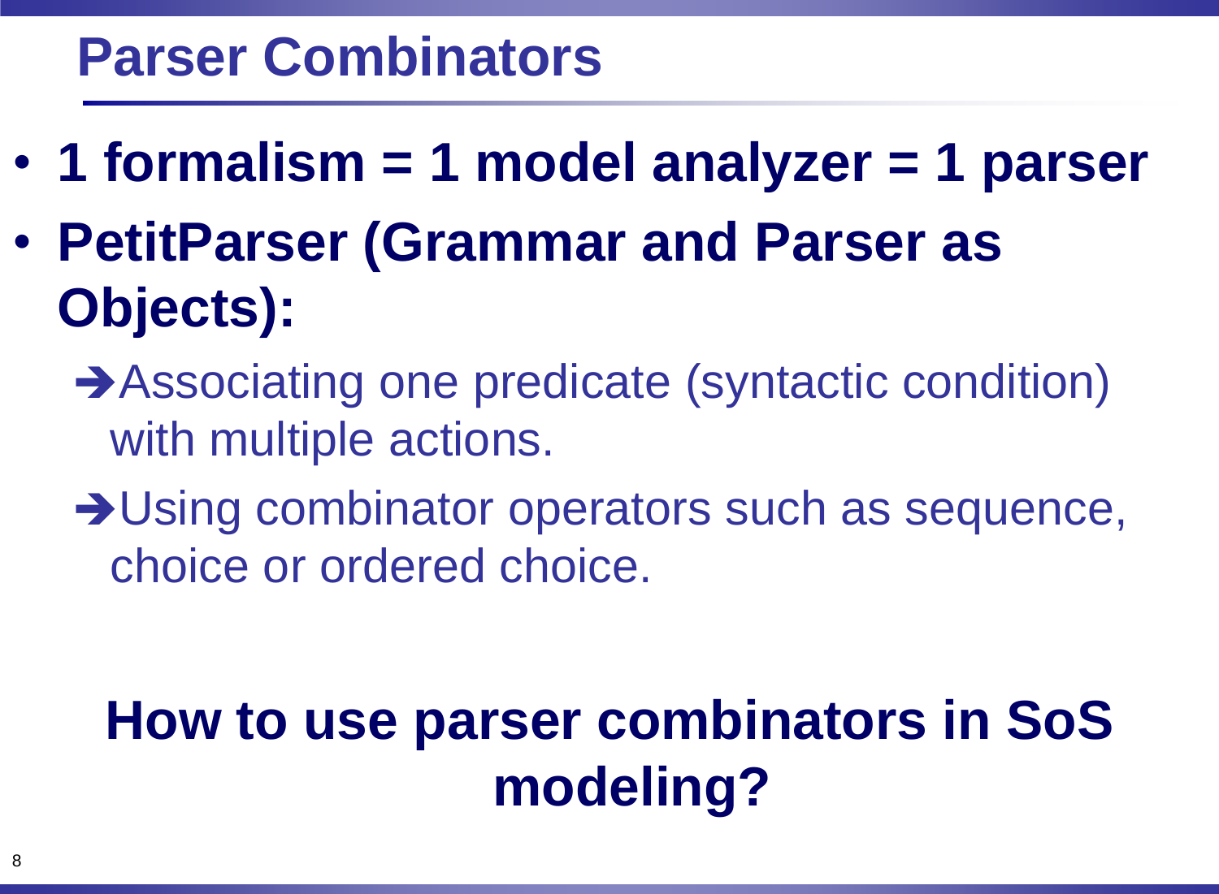# Parser Combinators

- **1 formalism = 1 model analyzer = 1 parser**
- **PetitParser (Grammar and Parser as Objects):**
  - ➔ Associating one predicate (syntactic condition) with multiple actions.
  - ➔ Using combinator operators such as sequence, choice or ordered choice.

**How to use parser combinators in SoS modeling?**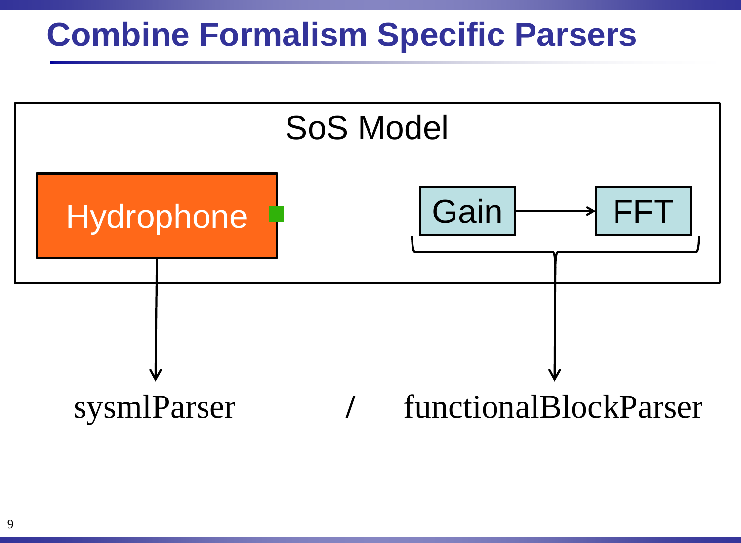# Combine Formalism Specific Parsers

SoS Model

Hydrophone

Gain → FFT

sysmlParser / functionalBlockParser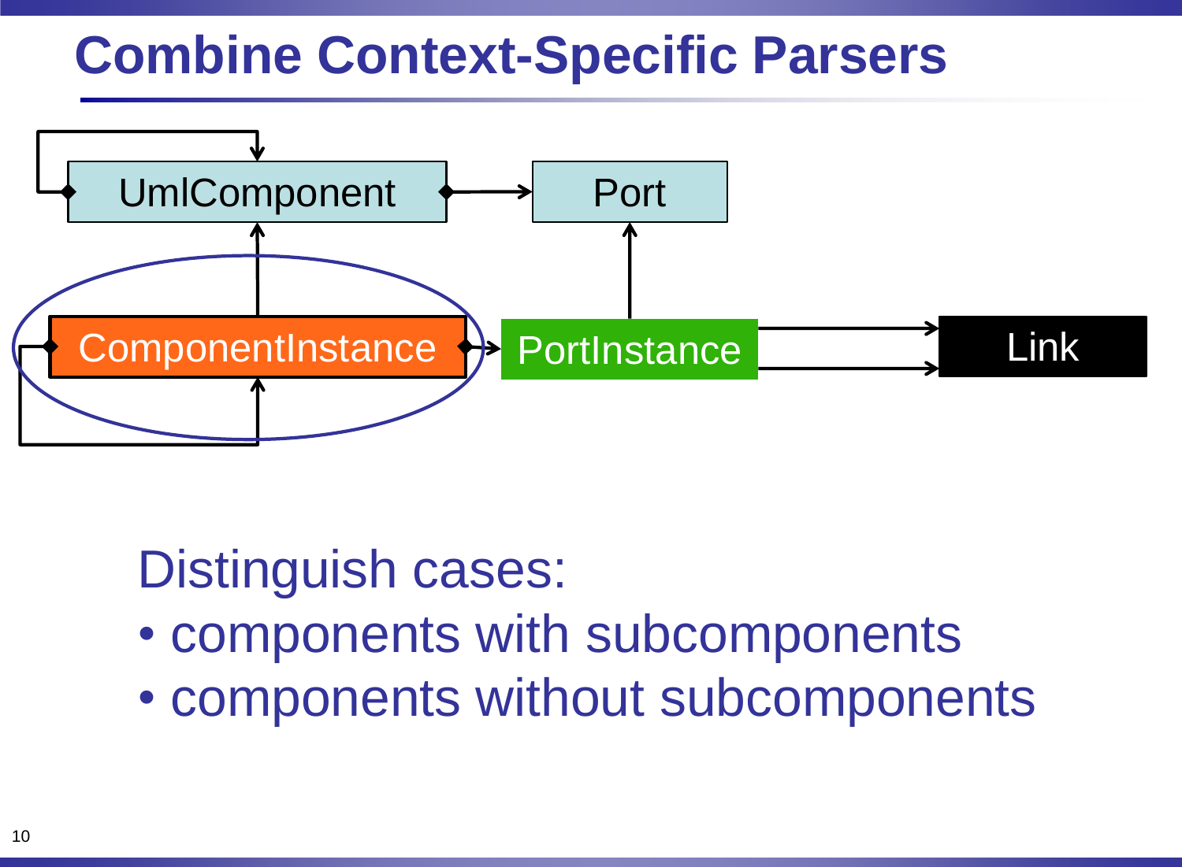# Combine Context-Specific Parsers

UmlComponent

Port

ComponentInstance

PortInstance

Link

Distinguish cases:

- components with subcomponents
- components without subcomponents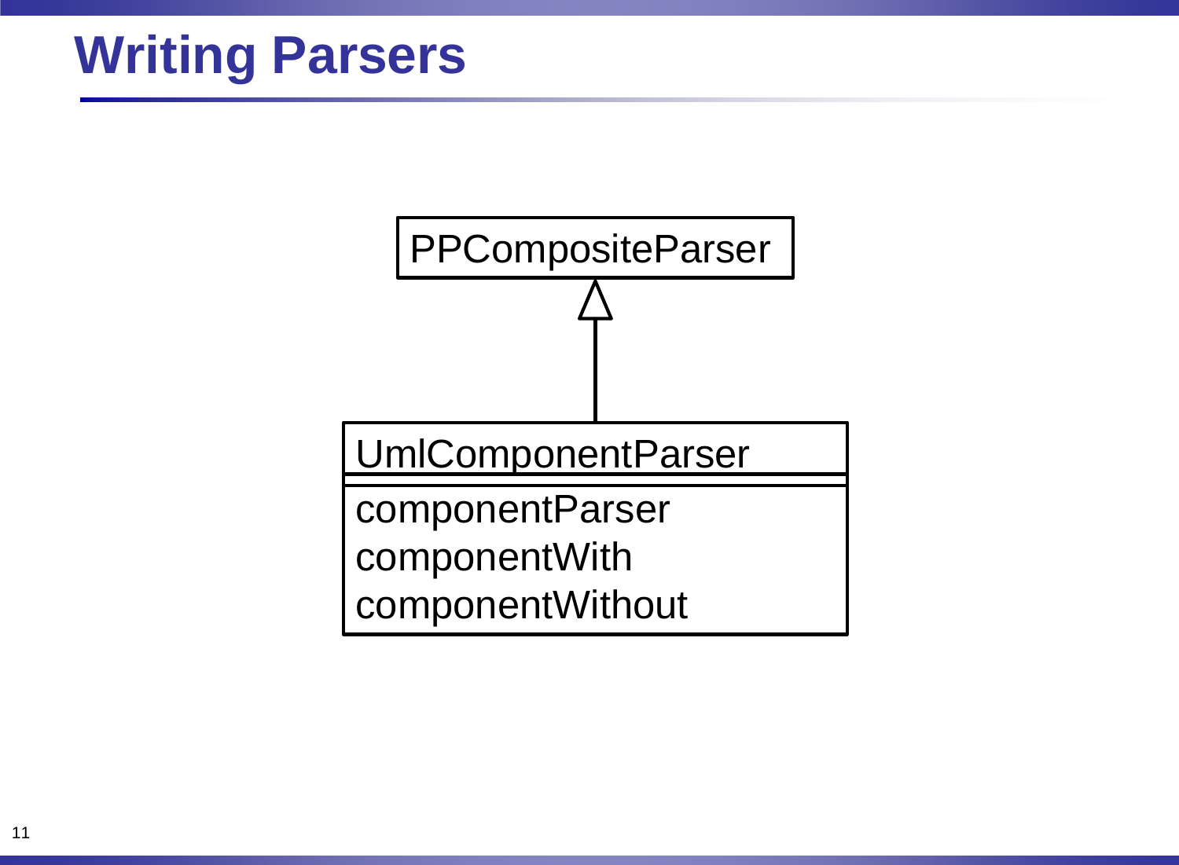# Writing Parsers

PPCompositeParser

UmlComponentParser

componentParser
componentWith
componentWithout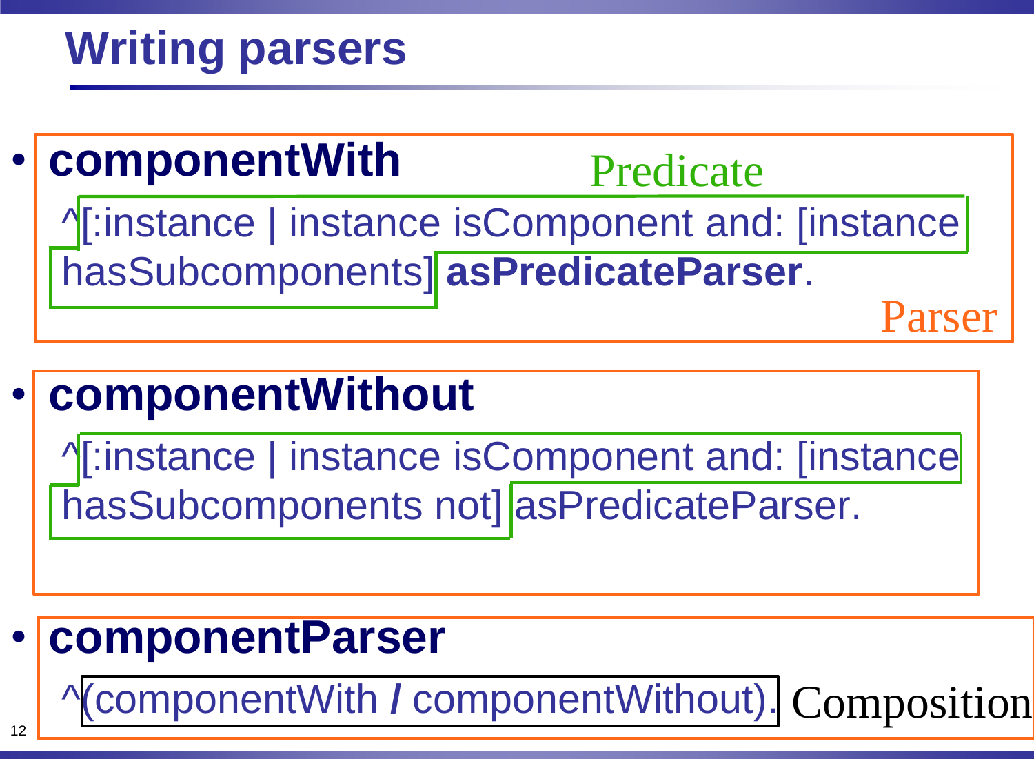# Writing parsers

- **componentWith**

  Predicate

```
^[:instance | instance isComponent and: [instance
hasSubcomponents] asPredicateParser.
```

  Parser

- **componentWithout**

```
^[:instance | instance isComponent and: [instance
hasSubcomponents not] asPredicateParser.
```

- **componentParser**

```
^(componentWith / componentWithout).
```

  Composition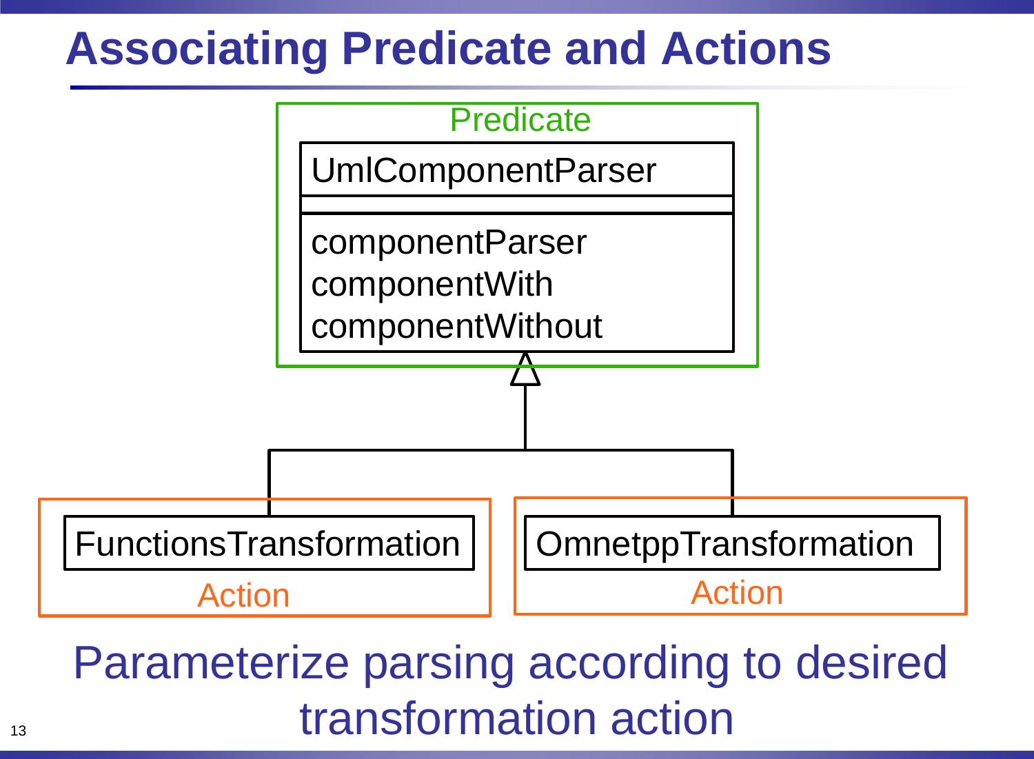# Associating Predicate and Actions

Predicate

| UmlComponentParser |
|---|
| |
| componentParser<br>componentWith<br>componentWithout |

| FunctionsTransformation | OmnetppTransformation |
|---|---|
| Action | Action |

Parameterize parsing according to desired transformation action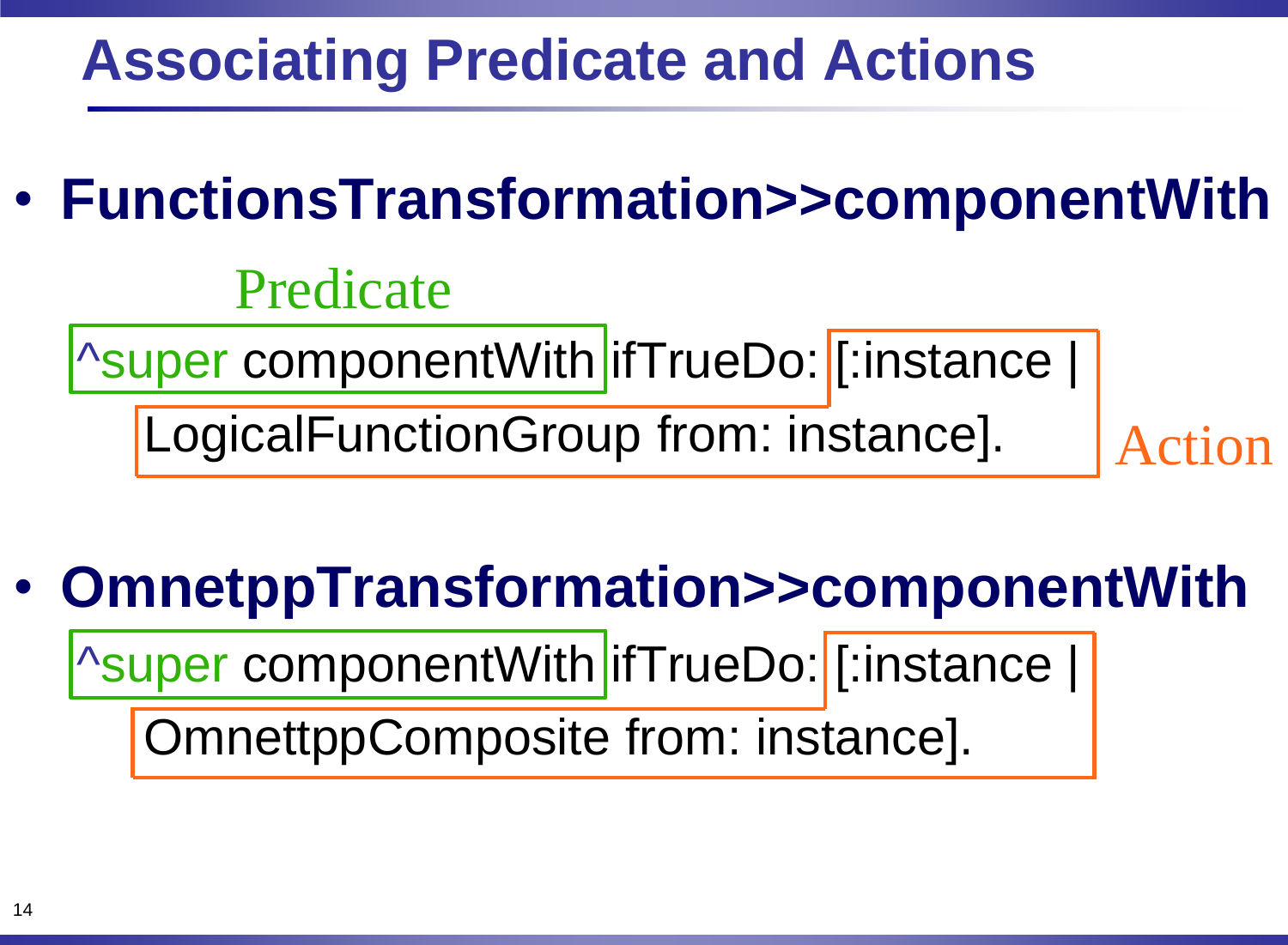# Associating Predicate and Actions

- **FunctionsTransformation>>componentWith**

Predicate

```
^super componentWith ifTrueDo: [:instance |
    LogicalFunctionGroup from: instance].
```

Action

- **OmnetppTransformation>>componentWith**

```
^super componentWith ifTrueDo: [:instance |
    OmnettppComposite from: instance].
```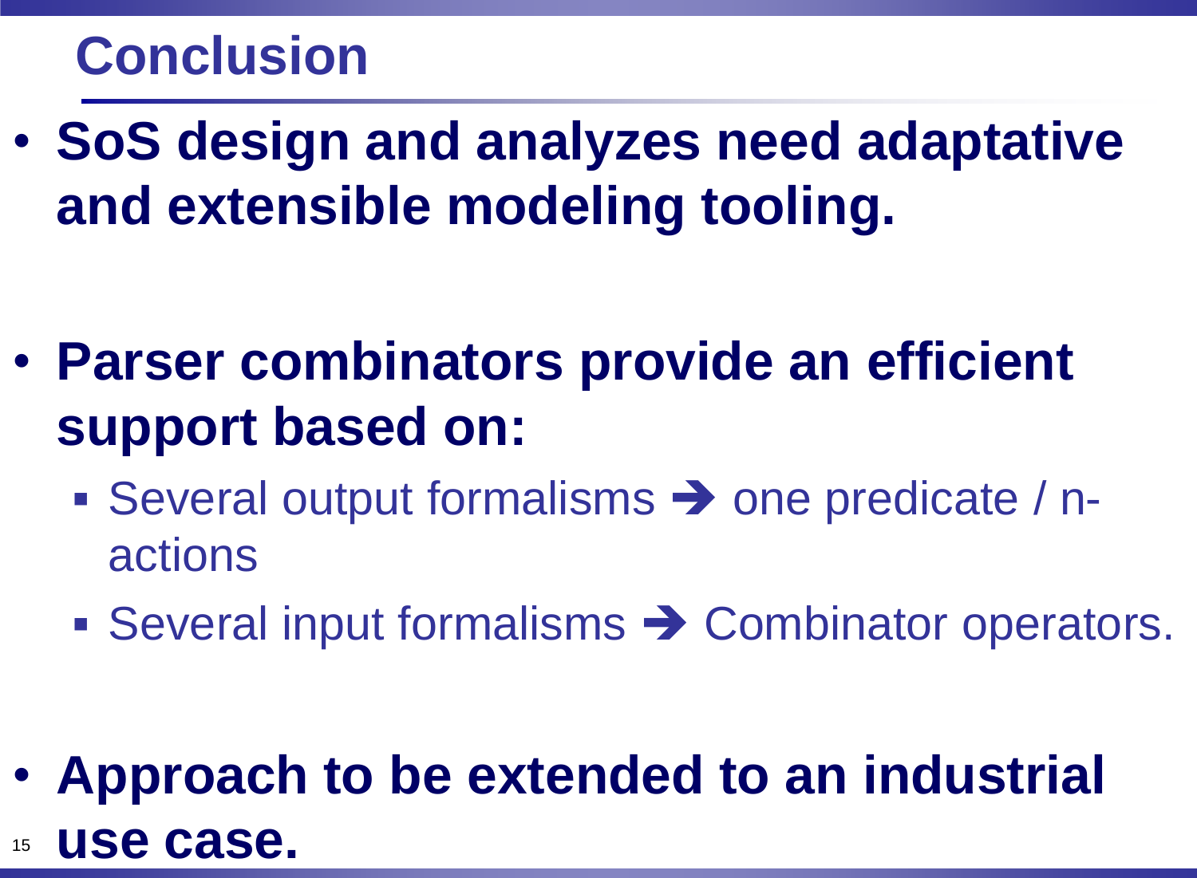# Conclusion

- **SoS design and analyzes need adaptative and extensible modeling tooling.**
- **Parser combinators provide an efficient support based on:**
  - Several output formalisms ➔ one predicate / n-actions
  - Several input formalisms ➔ Combinator operators.
- **Approach to be extended to an industrial use case.**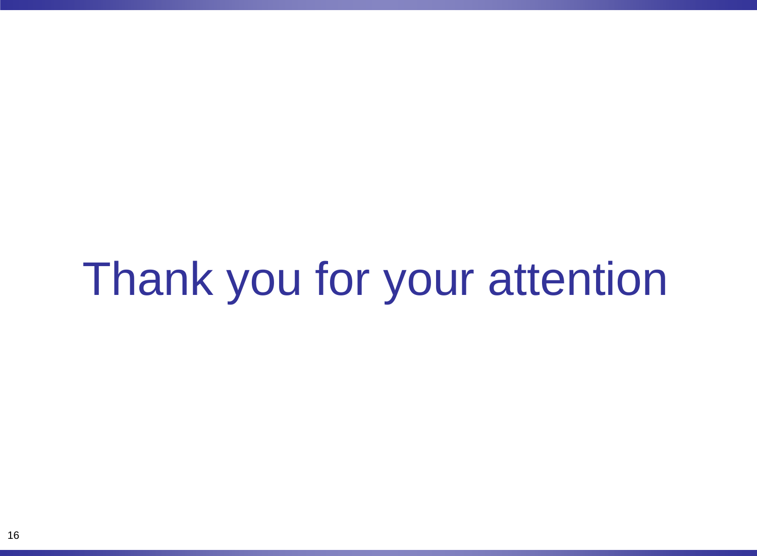# Thank you for your attention